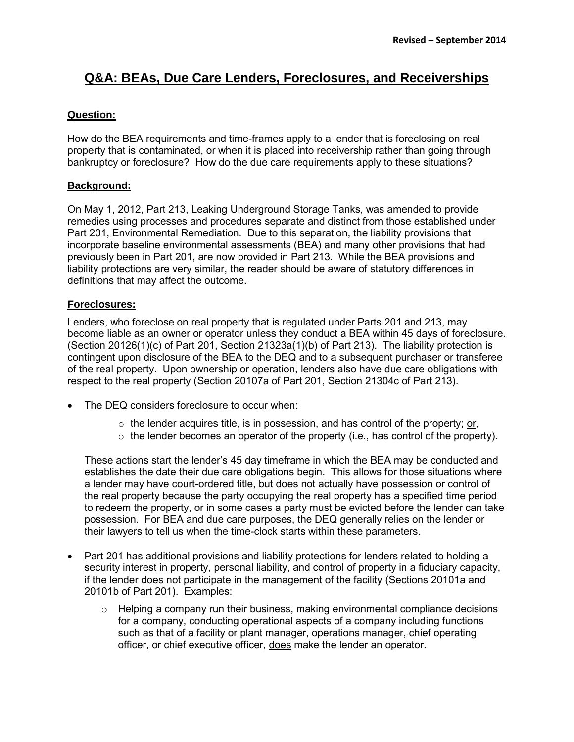**Revised – September 2014**

# Q&A: BEAs, Due Care Lenders, Foreclosures, and Receiverships

## Question:

How do the BEA requirements and time-frames apply to a lender that is foreclosing on real property that is contaminated, or when it is placed into receivership rather than going through bankruptcy or foreclosure? How do the due care requirements apply to these situations?

## Background:

On May 1, 2012, Part 213, Leaking Underground Storage Tanks, was amended to provide remedies using processes and procedures separate and distinct from those established under Part 201, Environmental Remediation. Due to this separation, the liability provisions that incorporate baseline environmental assessments (BEA) and many other provisions that had previously been in Part 201, are now provided in Part 213. While the BEA provisions and liability protections are very similar, the reader should be aware of statutory differences in definitions that may affect the outcome.

## Foreclosures:

Lenders, who foreclose on real property that is regulated under Parts 201 and 213, may become liable as an owner or operator unless they conduct a BEA within 45 days of foreclosure. (Section 20126(1)(c) of Part 201, Section 21323a(1)(b) of Part 213). The liability protection is contingent upon disclosure of the BEA to the DEQ and to a subsequent purchaser or transferee of the real property. Upon ownership or operation, lenders also have due care obligations with respect to the real property (Section 20107a of Part 201, Section 21304c of Part 213).

- The DEQ considers foreclosure to occur when:
  - the lender acquires title, is in possession, and has control of the property; <u>or</u>,
  - the lender becomes an operator of the property (i.e., has control of the property).

  These actions start the lender's 45 day timeframe in which the BEA may be conducted and establishes the date their due care obligations begin. This allows for those situations where a lender may have court-ordered title, but does not actually have possession or control of the real property because the party occupying the real property has a specified time period to redeem the property, or in some cases a party must be evicted before the lender can take possession. For BEA and due care purposes, the DEQ generally relies on the lender or their lawyers to tell us when the time-clock starts within these parameters.

- Part 201 has additional provisions and liability protections for lenders related to holding a security interest in property, personal liability, and control of property in a fiduciary capacity, if the lender does not participate in the management of the facility (Sections 20101a and 20101b of Part 201). Examples:
  - Helping a company run their business, making environmental compliance decisions for a company, conducting operational aspects of a company including functions such as that of a facility or plant manager, operations manager, chief operating officer, or chief executive officer, <u>does</u> make the lender an operator.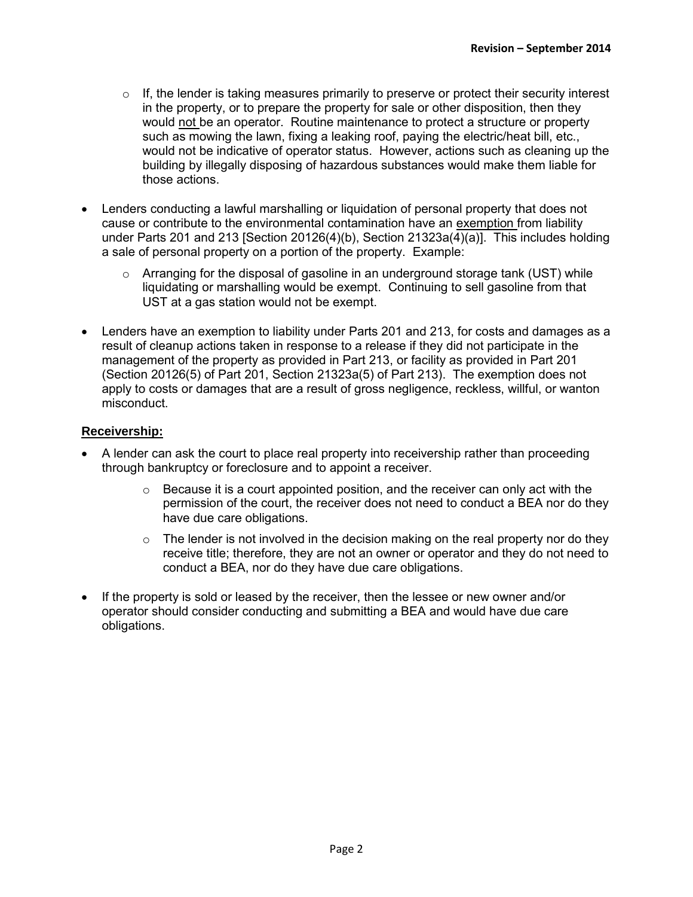- If, the lender is taking measures primarily to preserve or protect their security interest in the property, or to prepare the property for sale or other disposition, then they would <u>not</u> be an operator. Routine maintenance to protect a structure or property such as mowing the lawn, fixing a leaking roof, paying the electric/heat bill, etc., would not be indicative of operator status. However, actions such as cleaning up the building by illegally disposing of hazardous substances would make them liable for those actions.

- Lenders conducting a lawful marshalling or liquidation of personal property that does not cause or contribute to the environmental contamination have an <u>exemption</u> from liability under Parts 201 and 213 [Section 20126(4)(b), Section 21323a(4)(a)]. This includes holding a sale of personal property on a portion of the property. Example:
  - Arranging for the disposal of gasoline in an underground storage tank (UST) while liquidating or marshalling would be exempt. Continuing to sell gasoline from that UST at a gas station would not be exempt.

- Lenders have an exemption to liability under Parts 201 and 213, for costs and damages as a result of cleanup actions taken in response to a release if they did not participate in the management of the property as provided in Part 213, or facility as provided in Part 201 (Section 20126(5) of Part 201, Section 21323a(5) of Part 213). The exemption does not apply to costs or damages that are a result of gross negligence, reckless, willful, or wanton misconduct.

**<u>Receivership:</u>**

- A lender can ask the court to place real property into receivership rather than proceeding through bankruptcy or foreclosure and to appoint a receiver.
  - Because it is a court appointed position, and the receiver can only act with the permission of the court, the receiver does not need to conduct a BEA nor do they have due care obligations.
  - The lender is not involved in the decision making on the real property nor do they receive title; therefore, they are not an owner or operator and they do not need to conduct a BEA, nor do they have due care obligations.

- If the property is sold or leased by the receiver, then the lessee or new owner and/or operator should consider conducting and submitting a BEA and would have due care obligations.